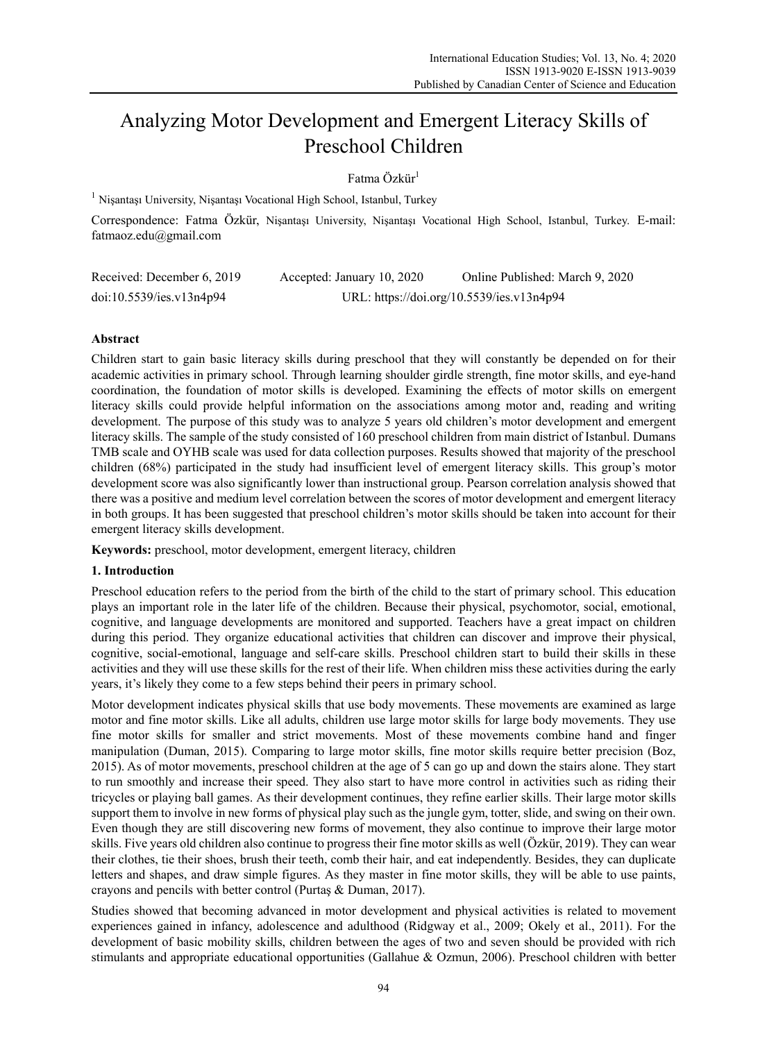# Analyzing Motor Development and Emergent Literacy Skills of Preschool Children

Fatma Özkür[1]

[1] Nişantaşı University, Nişantaşı Vocational High School, Istanbul, Turkey

Correspondence: Fatma Özkür, Nişantaşı University, Nişantaşı Vocational High School, Istanbul, Turkey. E-mail: fatmaoz.edu@gmail.com

Received: December 6, 2019 Accepted: January 10, 2020 Online Published: March 9, 2020

doi:10.5539/ies.v13n4p94 URL: https://doi.org/10.5539/ies.v13n4p94

**Abstract**

Children start to gain basic literacy skills during preschool that they will constantly be depended on for their academic activities in primary school. Through learning shoulder girdle strength, fine motor skills, and eye-hand coordination, the foundation of motor skills is developed. Examining the effects of motor skills on emergent literacy skills could provide helpful information on the associations among motor and, reading and writing development. The purpose of this study was to analyze 5 years old children's motor development and emergent literacy skills. The sample of the study consisted of 160 preschool children from main district of Istanbul. Dumans TMB scale and OYHB scale was used for data collection purposes. Results showed that majority of the preschool children (68%) participated in the study had insufficient level of emergent literacy skills. This group's motor development score was also significantly lower than instructional group. Pearson correlation analysis showed that there was a positive and medium level correlation between the scores of motor development and emergent literacy in both groups. It has been suggested that preschool children's motor skills should be taken into account for their emergent literacy skills development.

**Keywords:** preschool, motor development, emergent literacy, children

## 1. Introduction

Preschool education refers to the period from the birth of the child to the start of primary school. This education plays an important role in the later life of the children. Because their physical, psychomotor, social, emotional, cognitive, and language developments are monitored and supported. Teachers have a great impact on children during this period. They organize educational activities that children can discover and improve their physical, cognitive, social-emotional, language and self-care skills. Preschool children start to build their skills in these activities and they will use these skills for the rest of their life. When children miss these activities during the early years, it's likely they come to a few steps behind their peers in primary school.

Motor development indicates physical skills that use body movements. These movements are examined as large motor and fine motor skills. Like all adults, children use large motor skills for large body movements. They use fine motor skills for smaller and strict movements. Most of these movements combine hand and finger manipulation (Duman, 2015). Comparing to large motor skills, fine motor skills require better precision (Boz, 2015). As of motor movements, preschool children at the age of 5 can go up and down the stairs alone. They start to run smoothly and increase their speed. They also start to have more control in activities such as riding their tricycles or playing ball games. As their development continues, they refine earlier skills. Their large motor skills support them to involve in new forms of physical play such as the jungle gym, totter, slide, and swing on their own. Even though they are still discovering new forms of movement, they also continue to improve their large motor skills. Five years old children also continue to progress their fine motor skills as well (Özkür, 2019). They can wear their clothes, tie their shoes, brush their teeth, comb their hair, and eat independently. Besides, they can duplicate letters and shapes, and draw simple figures. As they master in fine motor skills, they will be able to use paints, crayons and pencils with better control (Purtaş & Duman, 2017).

Studies showed that becoming advanced in motor development and physical activities is related to movement experiences gained in infancy, adolescence and adulthood (Ridgway et al., 2009; Okely et al., 2011). For the development of basic mobility skills, children between the ages of two and seven should be provided with rich stimulants and appropriate educational opportunities (Gallahue & Ozmun, 2006). Preschool children with better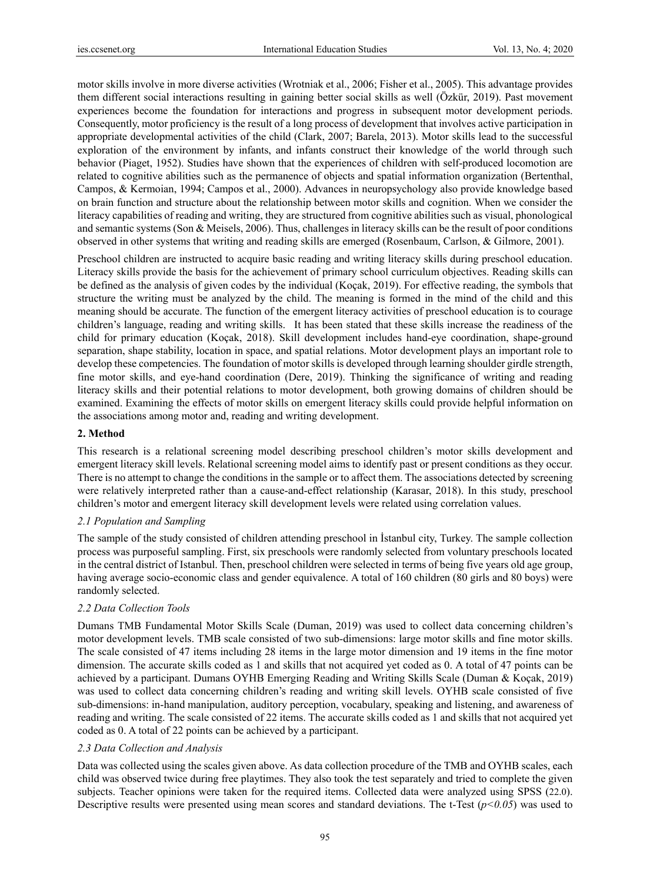motor skills involve in more diverse activities (Wrotniak et al., 2006; Fisher et al., 2005). This advantage provides them different social interactions resulting in gaining better social skills as well (Özkür, 2019). Past movement experiences become the foundation for interactions and progress in subsequent motor development periods. Consequently, motor proficiency is the result of a long process of development that involves active participation in appropriate developmental activities of the child (Clark, 2007; Barela, 2013). Motor skills lead to the successful exploration of the environment by infants, and infants construct their knowledge of the world through such behavior (Piaget, 1952). Studies have shown that the experiences of children with self-produced locomotion are related to cognitive abilities such as the permanence of objects and spatial information organization (Bertenthal, Campos, & Kermoian, 1994; Campos et al., 2000). Advances in neuropsychology also provide knowledge based on brain function and structure about the relationship between motor skills and cognition. When we consider the literacy capabilities of reading and writing, they are structured from cognitive abilities such as visual, phonological and semantic systems (Son & Meisels, 2006). Thus, challenges in literacy skills can be the result of poor conditions observed in other systems that writing and reading skills are emerged (Rosenbaum, Carlson, & Gilmore, 2001).

Preschool children are instructed to acquire basic reading and writing literacy skills during preschool education. Literacy skills provide the basis for the achievement of primary school curriculum objectives. Reading skills can be defined as the analysis of given codes by the individual (Koçak, 2019). For effective reading, the symbols that structure the writing must be analyzed by the child. The meaning is formed in the mind of the child and this meaning should be accurate. The function of the emergent literacy activities of preschool education is to courage children's language, reading and writing skills. It has been stated that these skills increase the readiness of the child for primary education (Koçak, 2018). Skill development includes hand-eye coordination, shape-ground separation, shape stability, location in space, and spatial relations. Motor development plays an important role to develop these competencies. The foundation of motor skills is developed through learning shoulder girdle strength, fine motor skills, and eye-hand coordination (Dere, 2019). Thinking the significance of writing and reading literacy skills and their potential relations to motor development, both growing domains of children should be examined. Examining the effects of motor skills on emergent literacy skills could provide helpful information on the associations among motor and, reading and writing development.

## 2. Method

This research is a relational screening model describing preschool children's motor skills development and emergent literacy skill levels. Relational screening model aims to identify past or present conditions as they occur. There is no attempt to change the conditions in the sample or to affect them. The associations detected by screening were relatively interpreted rather than a cause-and-effect relationship (Karasar, 2018). In this study, preschool children's motor and emergent literacy skill development levels were related using correlation values.

### 2.1 Population and Sampling

The sample of the study consisted of children attending preschool in İstanbul city, Turkey. The sample collection process was purposeful sampling. First, six preschools were randomly selected from voluntary preschools located in the central district of Istanbul. Then, preschool children were selected in terms of being five years old age group, having average socio-economic class and gender equivalence. A total of 160 children (80 girls and 80 boys) were randomly selected.

### 2.2 Data Collection Tools

Dumans TMB Fundamental Motor Skills Scale (Duman, 2019) was used to collect data concerning children's motor development levels. TMB scale consisted of two sub-dimensions: large motor skills and fine motor skills. The scale consisted of 47 items including 28 items in the large motor dimension and 19 items in the fine motor dimension. The accurate skills coded as 1 and skills that not acquired yet coded as 0. A total of 47 points can be achieved by a participant. Dumans OYHB Emerging Reading and Writing Skills Scale (Duman & Koçak, 2019) was used to collect data concerning children's reading and writing skill levels. OYHB scale consisted of five sub-dimensions: in-hand manipulation, auditory perception, vocabulary, speaking and listening, and awareness of reading and writing. The scale consisted of 22 items. The accurate skills coded as 1 and skills that not acquired yet coded as 0. A total of 22 points can be achieved by a participant.

### 2.3 Data Collection and Analysis

Data was collected using the scales given above. As data collection procedure of the TMB and OYHB scales, each child was observed twice during free playtimes. They also took the test separately and tried to complete the given subjects. Teacher opinions were taken for the required items. Collected data were analyzed using SPSS (22.0). Descriptive results were presented using mean scores and standard deviations. The t-Test ($p<0.05$) was used to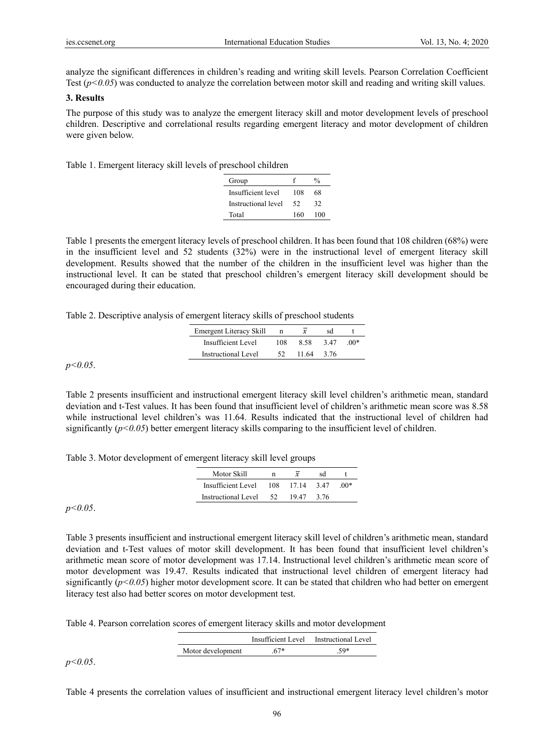analyze the significant differences in children's reading and writing skill levels. Pearson Correlation Coefficient Test ($p<0.05$) was conducted to analyze the correlation between motor skill and reading and writing skill values.

### 3. Results

The purpose of this study was to analyze the emergent literacy skill and motor development levels of preschool children. Descriptive and correlational results regarding emergent literacy and motor development of children were given below.

Table 1. Emergent literacy skill levels of preschool children

| Group | f | % |
|---|---|---|
| Insufficient level | 108 | 68 |
| Instructional level | 52 | 32 |
| Total | 160 | 100 |

Table 1 presents the emergent literacy levels of preschool children. It has been found that 108 children (68%) were in the insufficient level and 52 students (32%) were in the instructional level of emergent literacy skill development. Results showed that the number of the children in the insufficient level was higher than the instructional level. It can be stated that preschool children's emergent literacy skill development should be encouraged during their education.

Table 2. Descriptive analysis of emergent literacy skills of preschool students

| Emergent Literacy Skill | n | $\overline{x}$ | sd | t |
|---|---|---|---|---|
| Insufficient Level | 108 | 8.58 | 3.47 | .00* |
| Instructional Level | 52 | 11.64 | 3.76 | |

*$p<0.05$*.

Table 2 presents insufficient and instructional emergent literacy skill level children's arithmetic mean, standard deviation and t-Test values. It has been found that insufficient level of children's arithmetic mean score was 8.58 while instructional level children's was 11.64. Results indicated that the instructional level of children had significantly ($p<0.05$) better emergent literacy skills comparing to the insufficient level of children.

Table 3. Motor development of emergent literacy skill level groups

| Motor Skill | n | $\overline{x}$ | sd | t |
|---|---|---|---|---|
| Insufficient Level | 108 | 17.14 | 3.47 | .00* |
| Instructional Level | 52 | 19.47 | 3.76 | |

*$p<0.05$*.

Table 3 presents insufficient and instructional emergent literacy skill level of children's arithmetic mean, standard deviation and t-Test values of motor skill development. It has been found that insufficient level children's arithmetic mean score of motor development was 17.14. Instructional level children's arithmetic mean score of motor development was 19.47. Results indicated that instructional level children of emergent literacy had significantly ($p<0.05$) higher motor development score. It can be stated that children who had better on emergent literacy test also had better scores on motor development test.

Table 4. Pearson correlation scores of emergent literacy skills and motor development

| | Insufficient Level | Instructional Level |
|---|---|---|
| Motor development | .67* | .59* |

*$p<0.05$*.

Table 4 presents the correlation values of insufficient and instructional emergent literacy level children's motor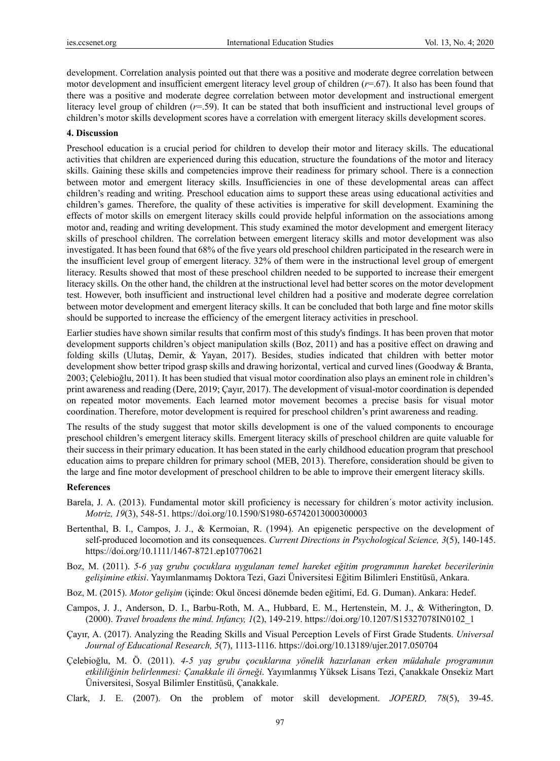development. Correlation analysis pointed out that there was a positive and moderate degree correlation between motor development and insufficient emergent literacy level group of children ($r$=.67). It also has been found that there was a positive and moderate degree correlation between motor development and instructional emergent literacy level group of children ($r$=.59). It can be stated that both insufficient and instructional level groups of children's motor skills development scores have a correlation with emergent literacy skills development scores.

## 4. Discussion

Preschool education is a crucial period for children to develop their motor and literacy skills. The educational activities that children are experienced during this education, structure the foundations of the motor and literacy skills. Gaining these skills and competencies improve their readiness for primary school. There is a connection between motor and emergent literacy skills. Insufficiencies in one of these developmental areas can affect children's reading and writing. Preschool education aims to support these areas using educational activities and children's games. Therefore, the quality of these activities is imperative for skill development. Examining the effects of motor skills on emergent literacy skills could provide helpful information on the associations among motor and, reading and writing development. This study examined the motor development and emergent literacy skills of preschool children. The correlation between emergent literacy skills and motor development was also investigated. It has been found that 68% of the five years old preschool children participated in the research were in the insufficient level group of emergent literacy. 32% of them were in the instructional level group of emergent literacy. Results showed that most of these preschool children needed to be supported to increase their emergent literacy skills. On the other hand, the children at the instructional level had better scores on the motor development test. However, both insufficient and instructional level children had a positive and moderate degree correlation between motor development and emergent literacy skills. It can be concluded that both large and fine motor skills should be supported to increase the efficiency of the emergent literacy activities in preschool.

Earlier studies have shown similar results that confirm most of this study's findings. It has been proven that motor development supports children's object manipulation skills (Boz, 2011) and has a positive effect on drawing and folding skills (Ulutaş, Demir, & Yayan, 2017). Besides, studies indicated that children with better motor development show better tripod grasp skills and drawing horizontal, vertical and curved lines (Goodway & Branta, 2003; Çelebioğlu, 2011). It has been studied that visual motor coordination also plays an eminent role in children's print awareness and reading (Dere, 2019; Çayır, 2017). The development of visual-motor coordination is depended on repeated motor movements. Each learned motor movement becomes a precise basis for visual motor coordination. Therefore, motor development is required for preschool children's print awareness and reading.

The results of the study suggest that motor skills development is one of the valued components to encourage preschool children's emergent literacy skills. Emergent literacy skills of preschool children are quite valuable for their success in their primary education. It has been stated in the early childhood education program that preschool education aims to prepare children for primary school (MEB, 2013). Therefore, consideration should be given to the large and fine motor development of preschool children to be able to improve their emergent literacy skills.

## References

Barela, J. A. (2013). Fundamental motor skill proficiency is necessary for children´s motor activity inclusion. *Motriz, 19*(3), 548-51. https://doi.org/10.1590/S1980-65742013000300003

Bertenthal, B. I., Campos, J. J., & Kermoian, R. (1994). An epigenetic perspective on the development of self-produced locomotion and its consequences. *Current Directions in Psychological Science, 3*(5), 140-145. https://doi.org/10.1111/1467-8721.ep10770621

Boz, M. (2011). *5-6 yaş grubu çocuklara uygulanan temel hareket eğitim programının hareket becerilerinin gelişimine etkisi*. Yayımlanmamış Doktora Tezi, Gazi Üniversitesi Eğitim Bilimleri Enstitüsü, Ankara.

Boz, M. (2015). *Motor gelişim* (içinde: Okul öncesi dönemde beden eğitimi, Ed. G. Duman). Ankara: Hedef.

Campos, J. J., Anderson, D. I., Barbu-Roth, M. A., Hubbard, E. M., Hertenstein, M. J., & Witherington, D. (2000). *Travel broadens the mind. Infancy, 1*(2), 149-219. https://doi.org/10.1207/S15327078IN0102_1

Çayır, A. (2017). Analyzing the Reading Skills and Visual Perception Levels of First Grade Students. *Universal Journal of Educational Research, 5*(7), 1113-1116. https://doi.org/10.13189/ujer.2017.050704

Çelebioğlu, M. Ö. (2011). *4-5 yaş grubu çocuklarına yönelik hazırlanan erken müdahale programının etkililiğinin belirlenmesi: Çanakkale ili örneği*. Yayımlanmış Yüksek Lisans Tezi, Çanakkale Onsekiz Mart Üniversitesi, Sosyal Bilimler Enstitüsü, Çanakkale.

Clark, J. E. (2007). On the problem of motor skill development. *JOPERD, 78*(5), 39-45.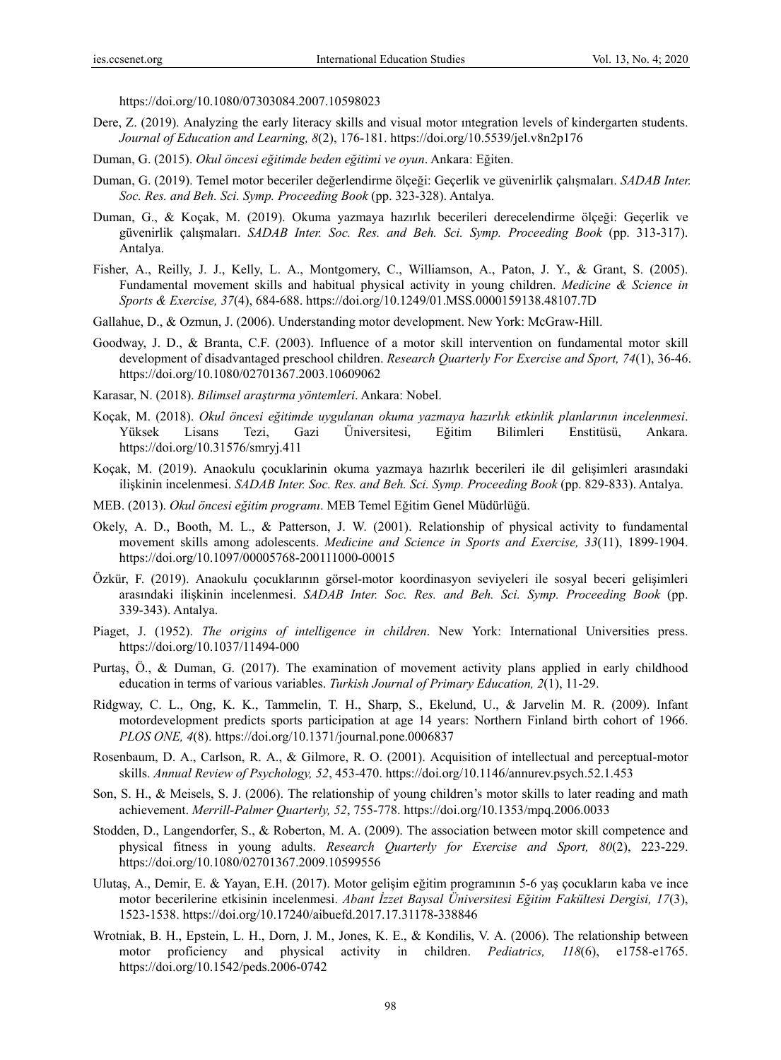https://doi.org/10.1080/07303084.2007.10598023

Dere, Z. (2019). Analyzing the early literacy skills and visual motor ıntegration levels of kindergarten students. *Journal of Education and Learning, 8*(2), 176-181. https://doi.org/10.5539/jel.v8n2p176

Duman, G. (2015). *Okul öncesi eğitimde beden eğitimi ve oyun*. Ankara: Eğiten.

Duman, G. (2019). Temel motor beceriler değerlendirme ölçeği: Geçerlik ve güvenirlik çalışmaları. *SADAB Inter. Soc. Res. and Beh. Sci. Symp. Proceeding Book* (pp. 323-328). Antalya.

Duman, G., & Koçak, M. (2019). Okuma yazmaya hazırlık becerileri derecelendirme ölçeği: Geçerlik ve güvenirlik çalışmaları. *SADAB Inter. Soc. Res. and Beh. Sci. Symp. Proceeding Book* (pp. 313-317). Antalya.

Fisher, A., Reilly, J. J., Kelly, L. A., Montgomery, C., Williamson, A., Paton, J. Y., & Grant, S. (2005). Fundamental movement skills and habitual physical activity in young children. *Medicine & Science in Sports & Exercise, 37*(4), 684-688. https://doi.org/10.1249/01.MSS.0000159138.48107.7D

Gallahue, D., & Ozmun, J. (2006). Understanding motor development. New York: McGraw-Hill.

Goodway, J. D., & Branta, C.F. (2003). Influence of a motor skill intervention on fundamental motor skill development of disadvantaged preschool children. *Research Quarterly For Exercise and Sport, 74*(1), 36-46. https://doi.org/10.1080/02701367.2003.10609062

Karasar, N. (2018). *Bilimsel araştırma yöntemleri*. Ankara: Nobel.

Koçak, M. (2018). *Okul öncesi eğitimde uygulanan okuma yazmaya hazırlık etkinlik planlarının incelenmesi*. Yüksek Lisans Tezi, Gazi Üniversitesi, Eğitim Bilimleri Enstitüsü, Ankara. https://doi.org/10.31576/smryj.411

Koçak, M. (2019). Anaokulu çocuklarinin okuma yazmaya hazırlık becerileri ile dil gelişimleri arasındaki ilişkinin incelenmesi. *SADAB Inter. Soc. Res. and Beh. Sci. Symp. Proceeding Book* (pp. 829-833). Antalya.

MEB. (2013). *Okul öncesi eğitim programı*. MEB Temel Eğitim Genel Müdürlüğü.

Okely, A. D., Booth, M. L., & Patterson, J. W. (2001). Relationship of physical activity to fundamental movement skills among adolescents. *Medicine and Science in Sports and Exercise, 33*(11), 1899-1904. https://doi.org/10.1097/00005768-200111000-00015

Özkür, F. (2019). Anaokulu çocuklarının görsel-motor koordinasyon seviyeleri ile sosyal beceri gelişimleri arasındaki ilişkinin incelenmesi. *SADAB Inter. Soc. Res. and Beh. Sci. Symp. Proceeding Book* (pp. 339-343). Antalya.

Piaget, J. (1952). *The origins of intelligence in children*. New York: International Universities press. https://doi.org/10.1037/11494-000

Purtaş, Ö., & Duman, G. (2017). The examination of movement activity plans applied in early childhood education in terms of various variables. *Turkish Journal of Primary Education, 2*(1), 11-29.

Ridgway, C. L., Ong, K. K., Tammelin, T. H., Sharp, S., Ekelund, U., & Jarvelin M. R. (2009). Infant motordevelopment predicts sports participation at age 14 years: Northern Finland birth cohort of 1966. *PLOS ONE, 4*(8). https://doi.org/10.1371/journal.pone.0006837

Rosenbaum, D. A., Carlson, R. A., & Gilmore, R. O. (2001). Acquisition of intellectual and perceptual-motor skills. *Annual Review of Psychology, 52*, 453-470. https://doi.org/10.1146/annurev.psych.52.1.453

Son, S. H., & Meisels, S. J. (2006). The relationship of young children's motor skills to later reading and math achievement. *Merrill-Palmer Quarterly, 52*, 755-778. https://doi.org/10.1353/mpq.2006.0033

Stodden, D., Langendorfer, S., & Roberton, M. A. (2009). The association between motor skill competence and physical fitness in young adults. *Research Quarterly for Exercise and Sport, 80*(2), 223-229. https://doi.org/10.1080/02701367.2009.10599556

Ulutaş, A., Demir, E. & Yayan, E.H. (2017). Motor gelişim eğitim programının 5-6 yaş çocukların kaba ve ince motor becerilerine etkisinin incelenmesi. *Abant İzzet Baysal Üniversitesi Eğitim Fakültesi Dergisi, 17*(3), 1523-1538. https://doi.org/10.17240/aibuefd.2017.17.31178-338846

Wrotniak, B. H., Epstein, L. H., Dorn, J. M., Jones, K. E., & Kondilis, V. A. (2006). The relationship between motor proficiency and physical activity in children. *Pediatrics, 118*(6), e1758-e1765. https://doi.org/10.1542/peds.2006-0742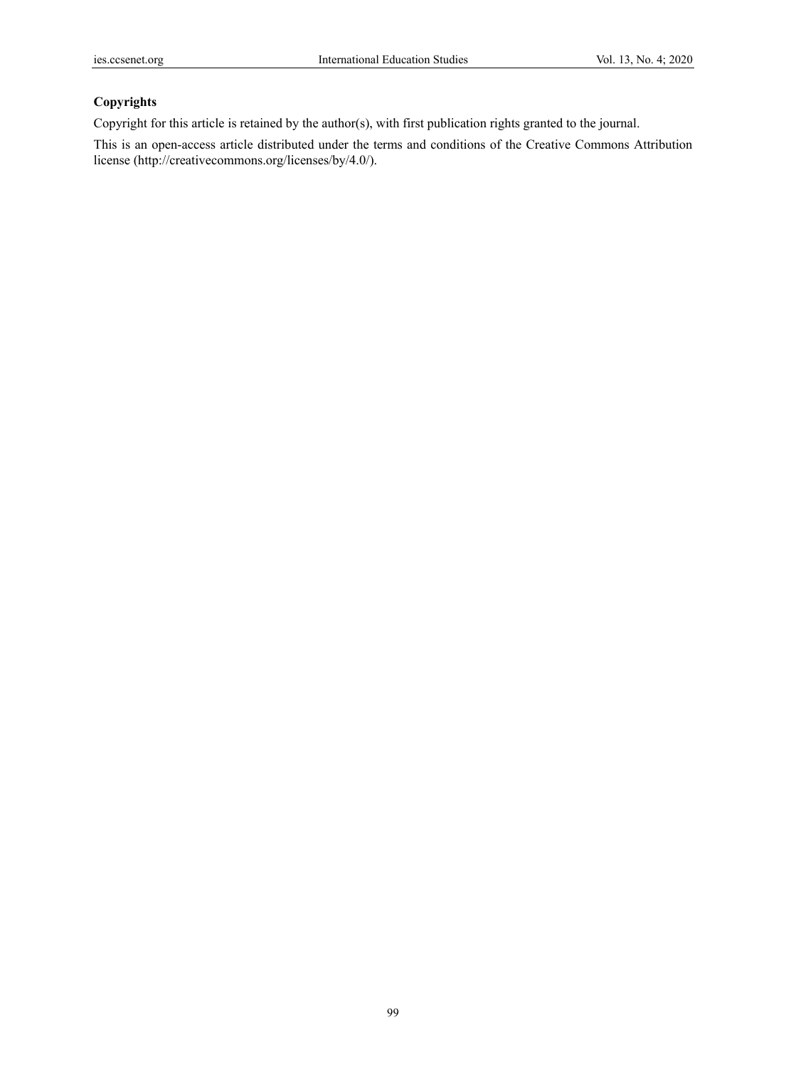## Copyrights

Copyright for this article is retained by the author(s), with first publication rights granted to the journal.

This is an open-access article distributed under the terms and conditions of the Creative Commons Attribution license (http://creativecommons.org/licenses/by/4.0/).